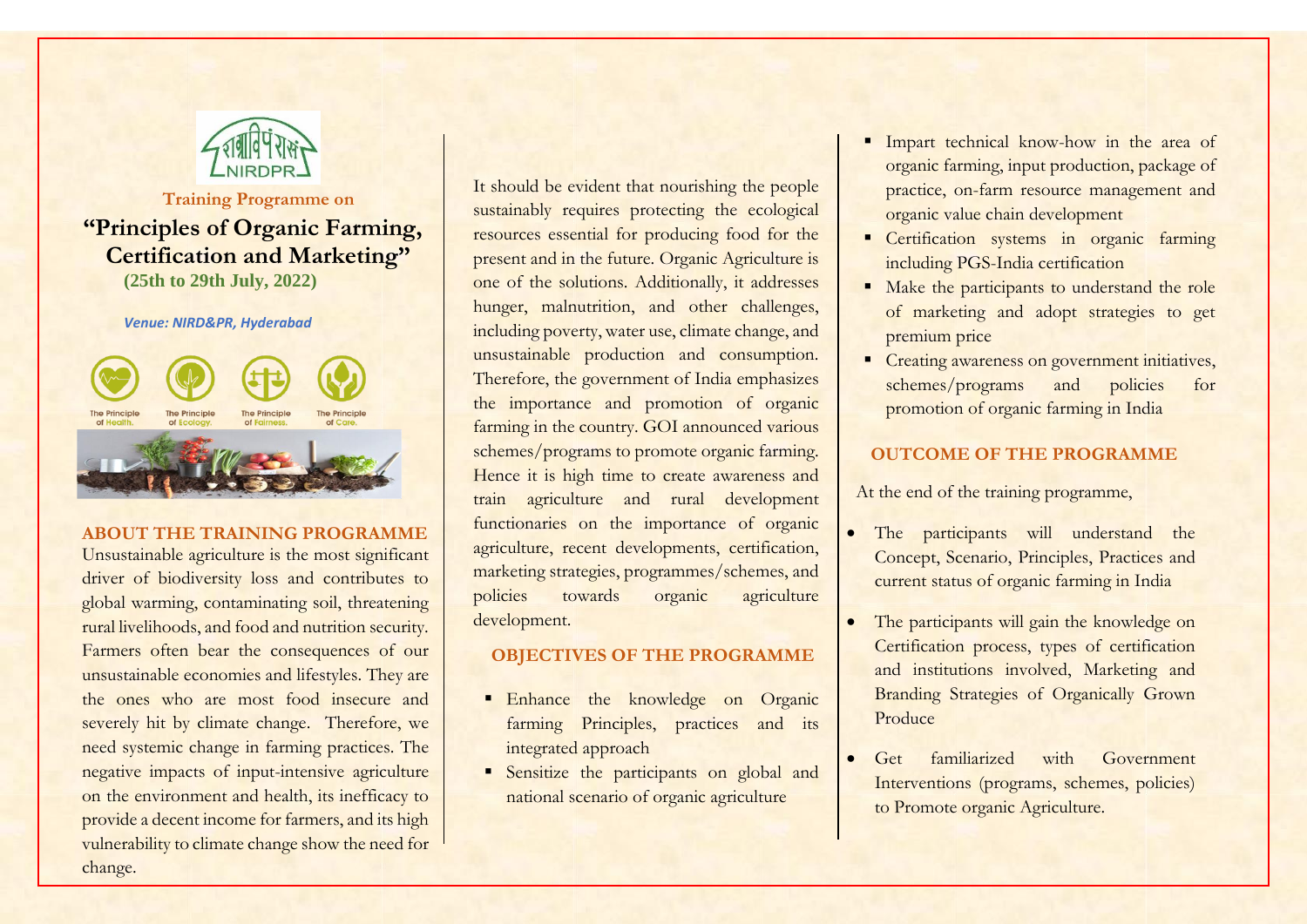Training Programme on

# "Principles of Organic Farming, Certification and Marketing"

**(25th to 29th July, 2022)**

*Venue: NIRD&PR, Hyderabad*

The Principle of Health. The Principle of Ecology. The Principle of Fairness. The Principle of Care.

## ABOUT THE TRAINING PROGRAMME

Unsustainable agriculture is the most significant driver of biodiversity loss and contributes to global warming, contaminating soil, threatening rural livelihoods, and food and nutrition security. Farmers often bear the consequences of our unsustainable economies and lifestyles. They are the ones who are most food insecure and severely hit by climate change. Therefore, we need systemic change in farming practices. The negative impacts of input-intensive agriculture on the environment and health, its inefficacy to provide a decent income for farmers, and its high vulnerability to climate change show the need for change.

It should be evident that nourishing the people sustainably requires protecting the ecological resources essential for producing food for the present and in the future. Organic Agriculture is one of the solutions. Additionally, it addresses hunger, malnutrition, and other challenges, including poverty, water use, climate change, and unsustainable production and consumption. Therefore, the government of India emphasizes the importance and promotion of organic farming in the country. GOI announced various schemes/programs to promote organic farming. Hence it is high time to create awareness and train agriculture and rural development functionaries on the importance of organic agriculture, recent developments, certification, marketing strategies, programmes/schemes, and policies towards organic agriculture development.

## OBJECTIVES OF THE PROGRAMME

- Enhance the knowledge on Organic farming Principles, practices and its integrated approach
- Sensitize the participants on global and national scenario of organic agriculture
- Impart technical know-how in the area of organic farming, input production, package of practice, on-farm resource management and organic value chain development
- Certification systems in organic farming including PGS-India certification
- Make the participants to understand the role of marketing and adopt strategies to get premium price
- Creating awareness on government initiatives, schemes/programs and policies for promotion of organic farming in India

## OUTCOME OF THE PROGRAMME

At the end of the training programme,

- The participants will understand the Concept, Scenario, Principles, Practices and current status of organic farming in India
- The participants will gain the knowledge on Certification process, types of certification and institutions involved, Marketing and Branding Strategies of Organically Grown Produce
- Get familiarized with Government Interventions (programs, schemes, policies) to Promote organic Agriculture.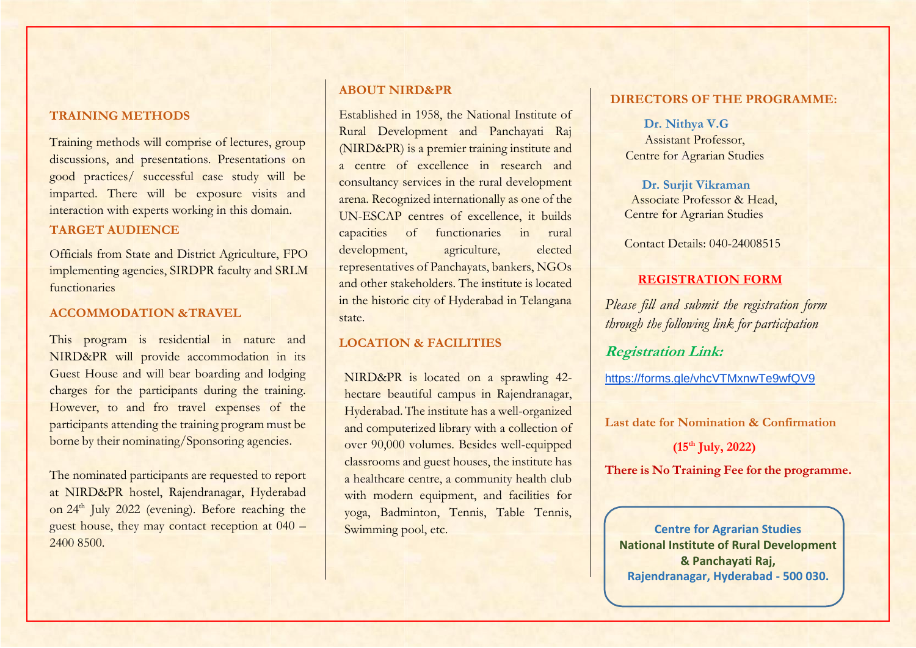## TRAINING METHODS

Training methods will comprise of lectures, group discussions, and presentations. Presentations on good practices/ successful case study will be imparted. There will be exposure visits and interaction with experts working in this domain.

## TARGET AUDIENCE

Officials from State and District Agriculture, FPO implementing agencies, SIRDPR faculty and SRLM functionaries

## ACCOMMODATION &TRAVEL

This program is residential in nature and NIRD&PR will provide accommodation in its Guest House and will bear boarding and lodging charges for the participants during the training. However, to and fro travel expenses of the participants attending the training program must be borne by their nominating/Sponsoring agencies.

The nominated participants are requested to report at NIRD&PR hostel, Rajendranagar, Hyderabad on 24th July 2022 (evening). Before reaching the guest house, they may contact reception at 040 – 2400 8500.

## ABOUT NIRD&PR

Established in 1958, the National Institute of Rural Development and Panchayati Raj (NIRD&PR) is a premier training institute and a centre of excellence in research and consultancy services in the rural development arena. Recognized internationally as one of the UN-ESCAP centres of excellence, it builds capacities of functionaries in rural development, agriculture, elected representatives of Panchayats, bankers, NGOs and other stakeholders. The institute is located in the historic city of Hyderabad in Telangana state.

## LOCATION & FACILITIES

NIRD&PR is located on a sprawling 42-hectare beautiful campus in Rajendranagar, Hyderabad. The institute has a well-organized and computerized library with a collection of over 90,000 volumes. Besides well-equipped classrooms and guest houses, the institute has a healthcare centre, a community health club with modern equipment, and facilities for yoga, Badminton, Tennis, Table Tennis, Swimming pool, etc.

## DIRECTORS OF THE PROGRAMME:

**Dr. Nithya V.G**
Assistant Professor,
Centre for Agrarian Studies

**Dr. Surjit Vikraman**
Associate Professor & Head,
Centre for Agrarian Studies

Contact Details: 040-24008515

## REGISTRATION FORM

*Please fill and submit the registration form through the following link for participation*

**Registration Link:**

https://forms.gle/vhcVTMxnwTe9wfQV9

**Last date for Nomination & Confirmation**

**(15th July, 2022)**

**There is No Training Fee for the programme.**

**Centre for Agrarian Studies**
**National Institute of Rural Development & Panchayati Raj,**
**Rajendranagar, Hyderabad - 500 030.**